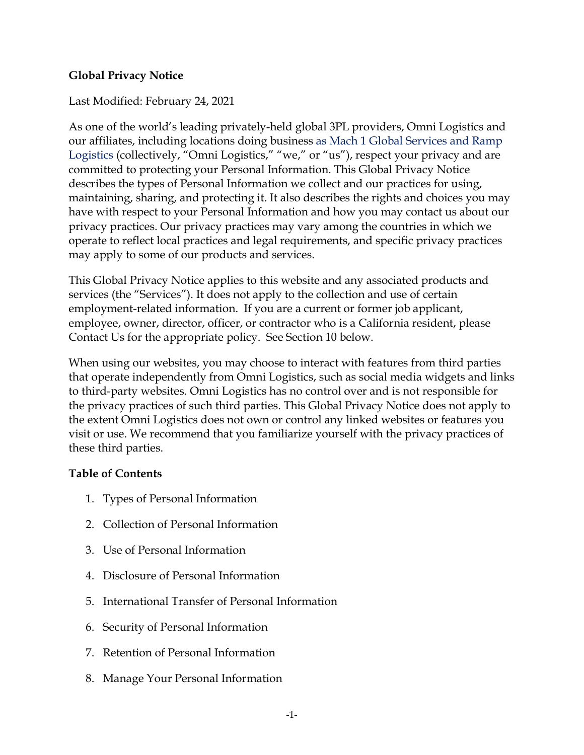**Global Privacy Notice**

Last Modified: February 24, 2021

As one of the world's leading privately-held global 3PL providers, Omni Logistics and our affiliates, including locations doing business as Mach 1 Global Services and Ramp Logistics (collectively, "Omni Logistics," "we," or "us"), respect your privacy and are committed to protecting your Personal Information. This Global Privacy Notice describes the types of Personal Information we collect and our practices for using, maintaining, sharing, and protecting it. It also describes the rights and choices you may have with respect to your Personal Information and how you may contact us about our privacy practices. Our privacy practices may vary among the countries in which we operate to reflect local practices and legal requirements, and specific privacy practices may apply to some of our products and services.

This Global Privacy Notice applies to this website and any associated products and services (the "Services"). It does not apply to the collection and use of certain employment-related information. If you are a current or former job applicant, employee, owner, director, officer, or contractor who is a California resident, please Contact Us for the appropriate policy. See Section 10 below.

When using our websites, you may choose to interact with features from third parties that operate independently from Omni Logistics, such as social media widgets and links to third-party websites. Omni Logistics has no control over and is not responsible for the privacy practices of such third parties. This Global Privacy Notice does not apply to the extent Omni Logistics does not own or control any linked websites or features you visit or use. We recommend that you familiarize yourself with the privacy practices of these third parties.

**Table of Contents**

1. Types of Personal Information
2. Collection of Personal Information
3. Use of Personal Information
4. Disclosure of Personal Information
5. International Transfer of Personal Information
6. Security of Personal Information
7. Retention of Personal Information
8. Manage Your Personal Information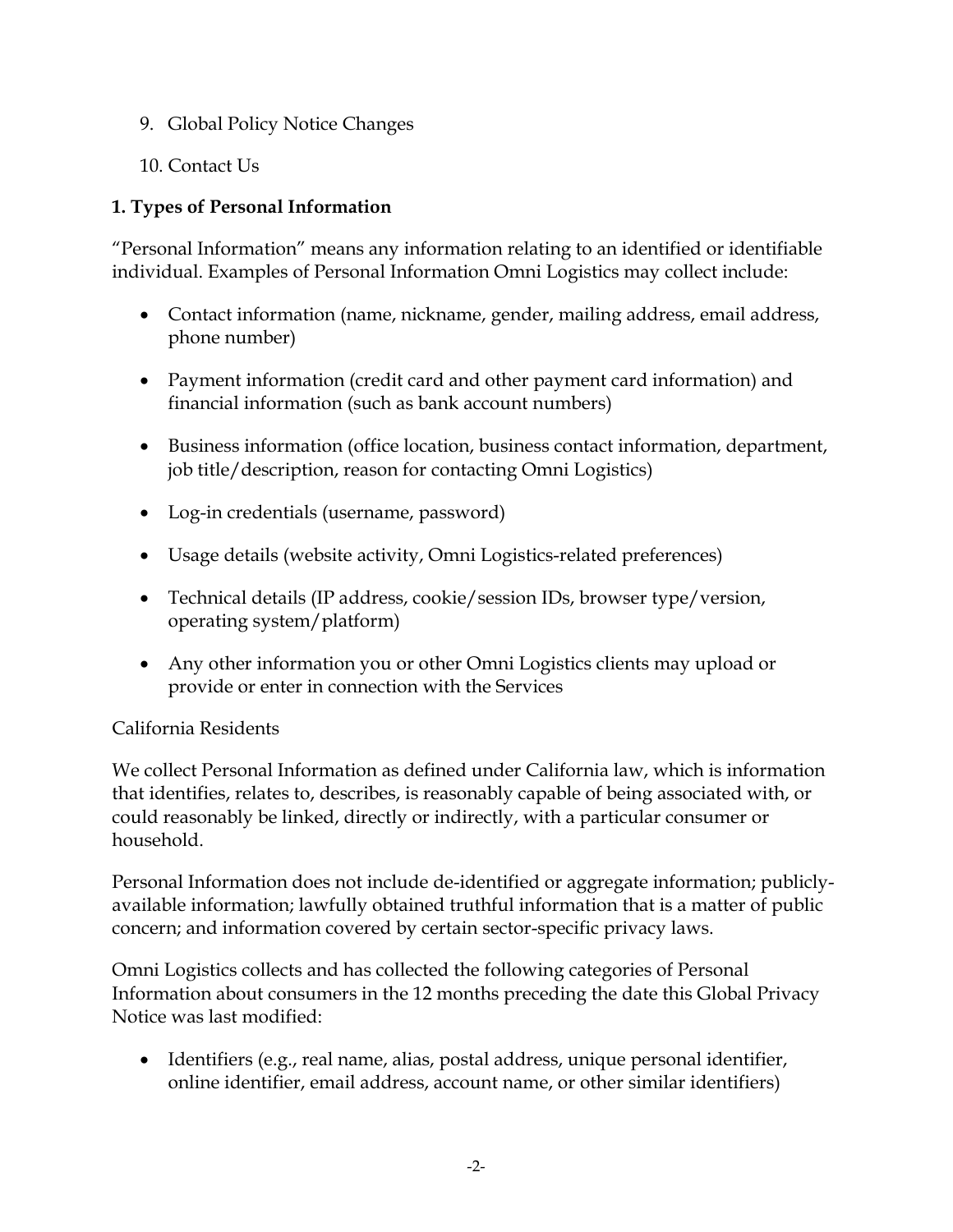9. Global Policy Notice Changes

10. Contact Us

## 1. Types of Personal Information

"Personal Information" means any information relating to an identified or identifiable individual. Examples of Personal Information Omni Logistics may collect include:

- Contact information (name, nickname, gender, mailing address, email address, phone number)
- Payment information (credit card and other payment card information) and financial information (such as bank account numbers)
- Business information (office location, business contact information, department, job title/description, reason for contacting Omni Logistics)
- Log-in credentials (username, password)
- Usage details (website activity, Omni Logistics-related preferences)
- Technical details (IP address, cookie/session IDs, browser type/version, operating system/platform)
- Any other information you or other Omni Logistics clients may upload or provide or enter in connection with the Services

California Residents

We collect Personal Information as defined under California law, which is information that identifies, relates to, describes, is reasonably capable of being associated with, or could reasonably be linked, directly or indirectly, with a particular consumer or household.

Personal Information does not include de-identified or aggregate information; publicly-available information; lawfully obtained truthful information that is a matter of public concern; and information covered by certain sector-specific privacy laws.

Omni Logistics collects and has collected the following categories of Personal Information about consumers in the 12 months preceding the date this Global Privacy Notice was last modified:

- Identifiers (e.g., real name, alias, postal address, unique personal identifier, online identifier, email address, account name, or other similar identifiers)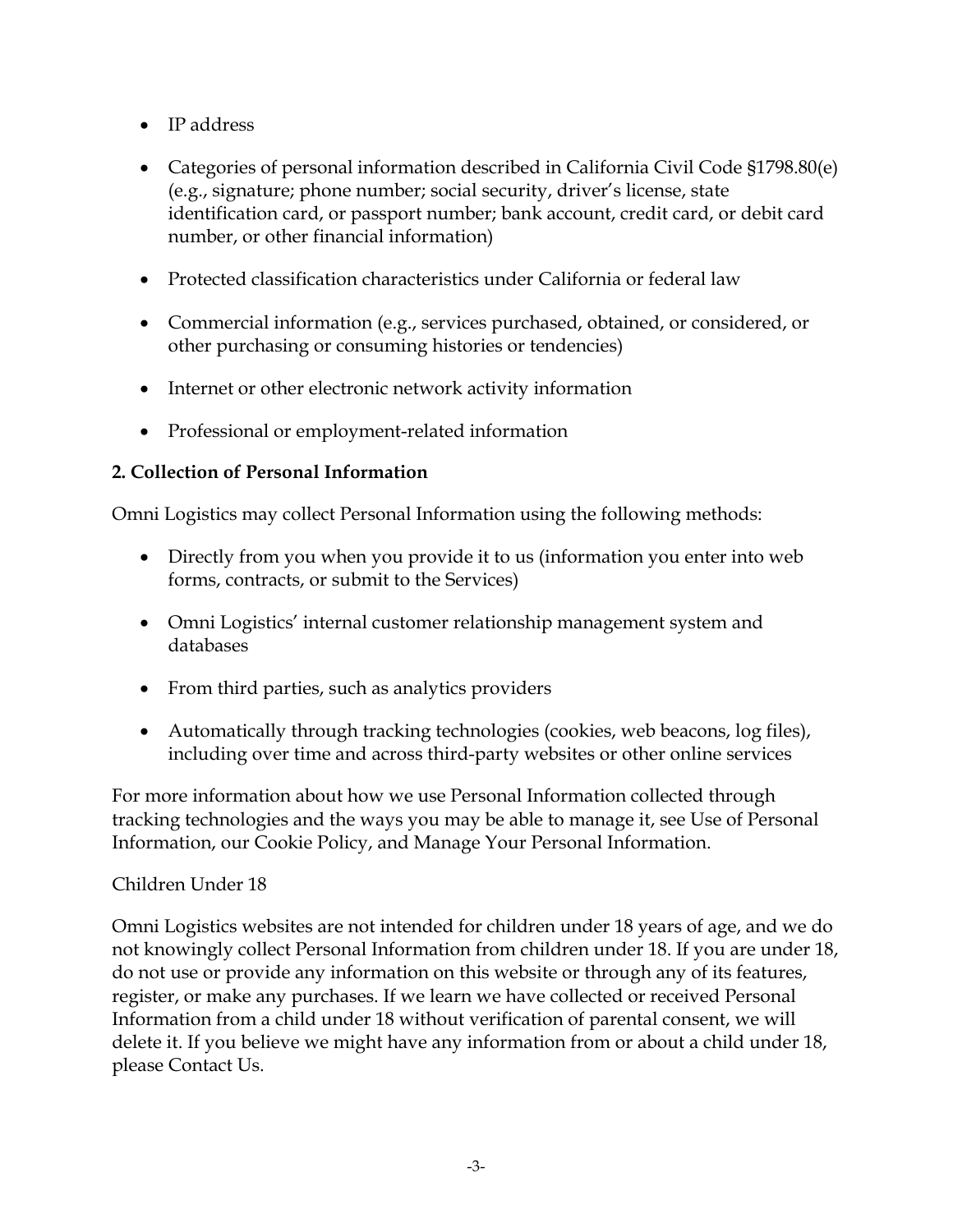- IP address
- Categories of personal information described in California Civil Code §1798.80(e) (e.g., signature; phone number; social security, driver's license, state identification card, or passport number; bank account, credit card, or debit card number, or other financial information)
- Protected classification characteristics under California or federal law
- Commercial information (e.g., services purchased, obtained, or considered, or other purchasing or consuming histories or tendencies)
- Internet or other electronic network activity information
- Professional or employment-related information

**2. Collection of Personal Information**

Omni Logistics may collect Personal Information using the following methods:

- Directly from you when you provide it to us (information you enter into web forms, contracts, or submit to the Services)
- Omni Logistics' internal customer relationship management system and databases
- From third parties, such as analytics providers
- Automatically through tracking technologies (cookies, web beacons, log files), including over time and across third-party websites or other online services

For more information about how we use Personal Information collected through tracking technologies and the ways you may be able to manage it, see Use of Personal Information, our Cookie Policy, and Manage Your Personal Information.

Children Under 18

Omni Logistics websites are not intended for children under 18 years of age, and we do not knowingly collect Personal Information from children under 18. If you are under 18, do not use or provide any information on this website or through any of its features, register, or make any purchases. If we learn we have collected or received Personal Information from a child under 18 without verification of parental consent, we will delete it. If you believe we might have any information from or about a child under 18, please Contact Us.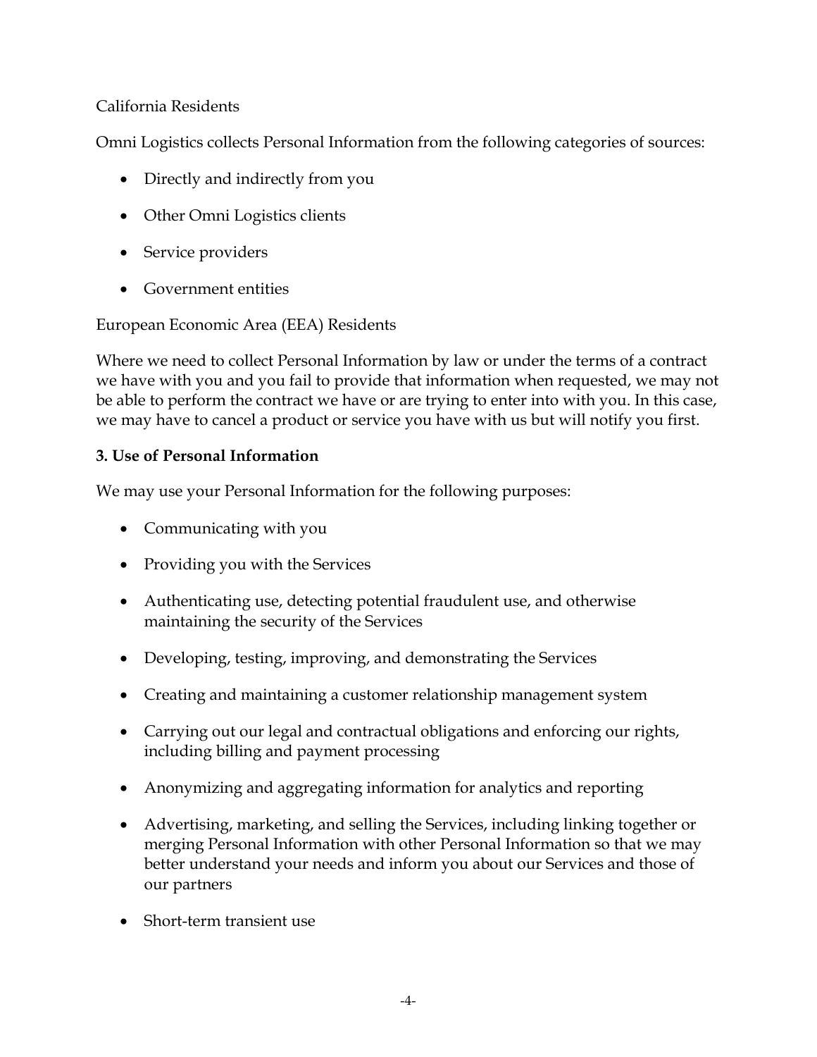California Residents

Omni Logistics collects Personal Information from the following categories of sources:

- Directly and indirectly from you
- Other Omni Logistics clients
- Service providers
- Government entities

European Economic Area (EEA) Residents

Where we need to collect Personal Information by law or under the terms of a contract we have with you and you fail to provide that information when requested, we may not be able to perform the contract we have or are trying to enter into with you. In this case, we may have to cancel a product or service you have with us but will notify you first.

**3. Use of Personal Information**

We may use your Personal Information for the following purposes:

- Communicating with you
- Providing you with the Services
- Authenticating use, detecting potential fraudulent use, and otherwise maintaining the security of the Services
- Developing, testing, improving, and demonstrating the Services
- Creating and maintaining a customer relationship management system
- Carrying out our legal and contractual obligations and enforcing our rights, including billing and payment processing
- Anonymizing and aggregating information for analytics and reporting
- Advertising, marketing, and selling the Services, including linking together or merging Personal Information with other Personal Information so that we may better understand your needs and inform you about our Services and those of our partners
- Short-term transient use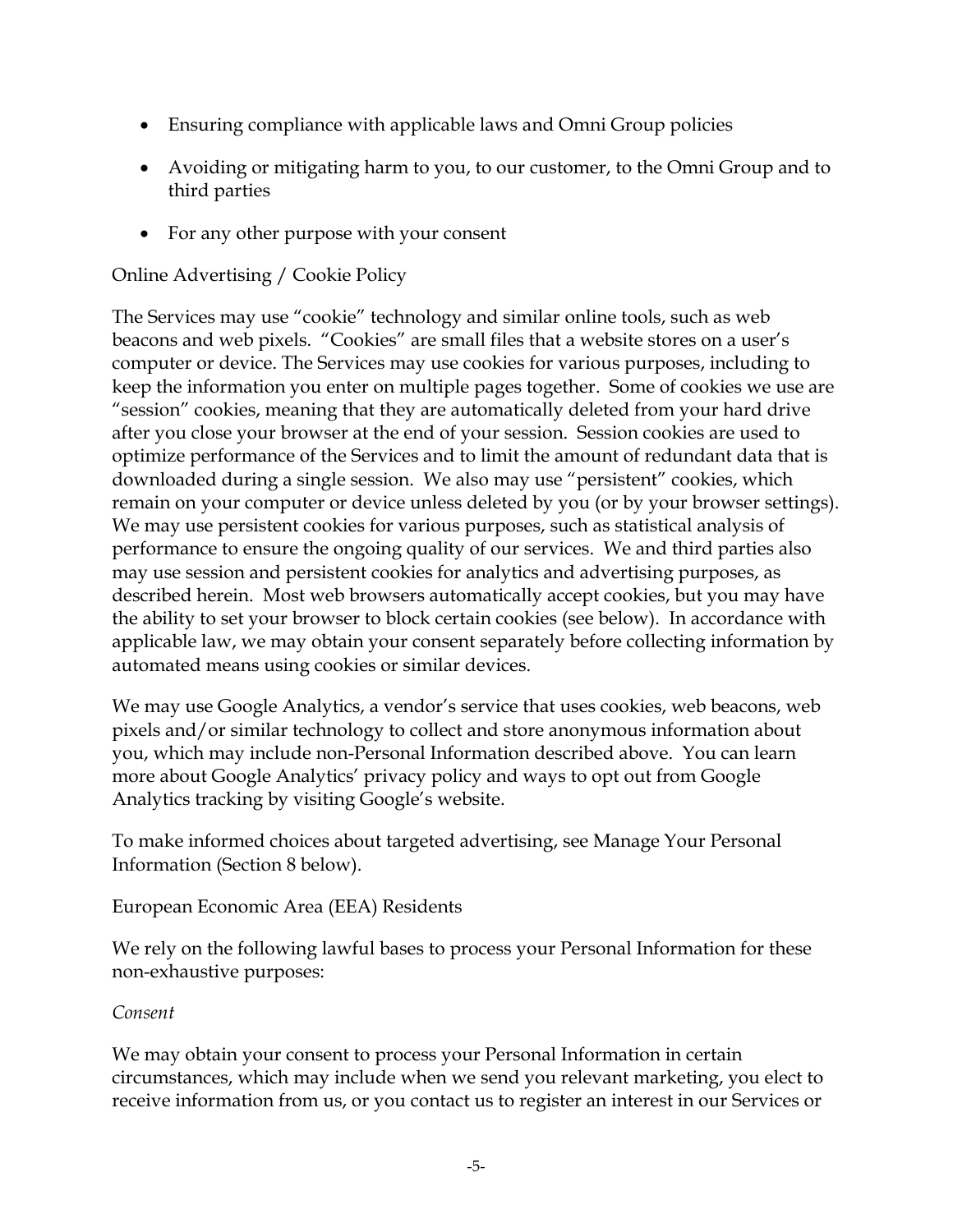- Ensuring compliance with applicable laws and Omni Group policies
- Avoiding or mitigating harm to you, to our customer, to the Omni Group and to third parties
- For any other purpose with your consent

Online Advertising / Cookie Policy

The Services may use "cookie" technology and similar online tools, such as web beacons and web pixels. "Cookies" are small files that a website stores on a user's computer or device. The Services may use cookies for various purposes, including to keep the information you enter on multiple pages together. Some of cookies we use are "session" cookies, meaning that they are automatically deleted from your hard drive after you close your browser at the end of your session. Session cookies are used to optimize performance of the Services and to limit the amount of redundant data that is downloaded during a single session. We also may use "persistent" cookies, which remain on your computer or device unless deleted by you (or by your browser settings). We may use persistent cookies for various purposes, such as statistical analysis of performance to ensure the ongoing quality of our services. We and third parties also may use session and persistent cookies for analytics and advertising purposes, as described herein. Most web browsers automatically accept cookies, but you may have the ability to set your browser to block certain cookies (see below). In accordance with applicable law, we may obtain your consent separately before collecting information by automated means using cookies or similar devices.

We may use Google Analytics, a vendor's service that uses cookies, web beacons, web pixels and/or similar technology to collect and store anonymous information about you, which may include non-Personal Information described above. You can learn more about Google Analytics' privacy policy and ways to opt out from Google Analytics tracking by visiting Google's website.

To make informed choices about targeted advertising, see Manage Your Personal Information (Section 8 below).

European Economic Area (EEA) Residents

We rely on the following lawful bases to process your Personal Information for these non-exhaustive purposes:

*Consent*

We may obtain your consent to process your Personal Information in certain circumstances, which may include when we send you relevant marketing, you elect to receive information from us, or you contact us to register an interest in our Services or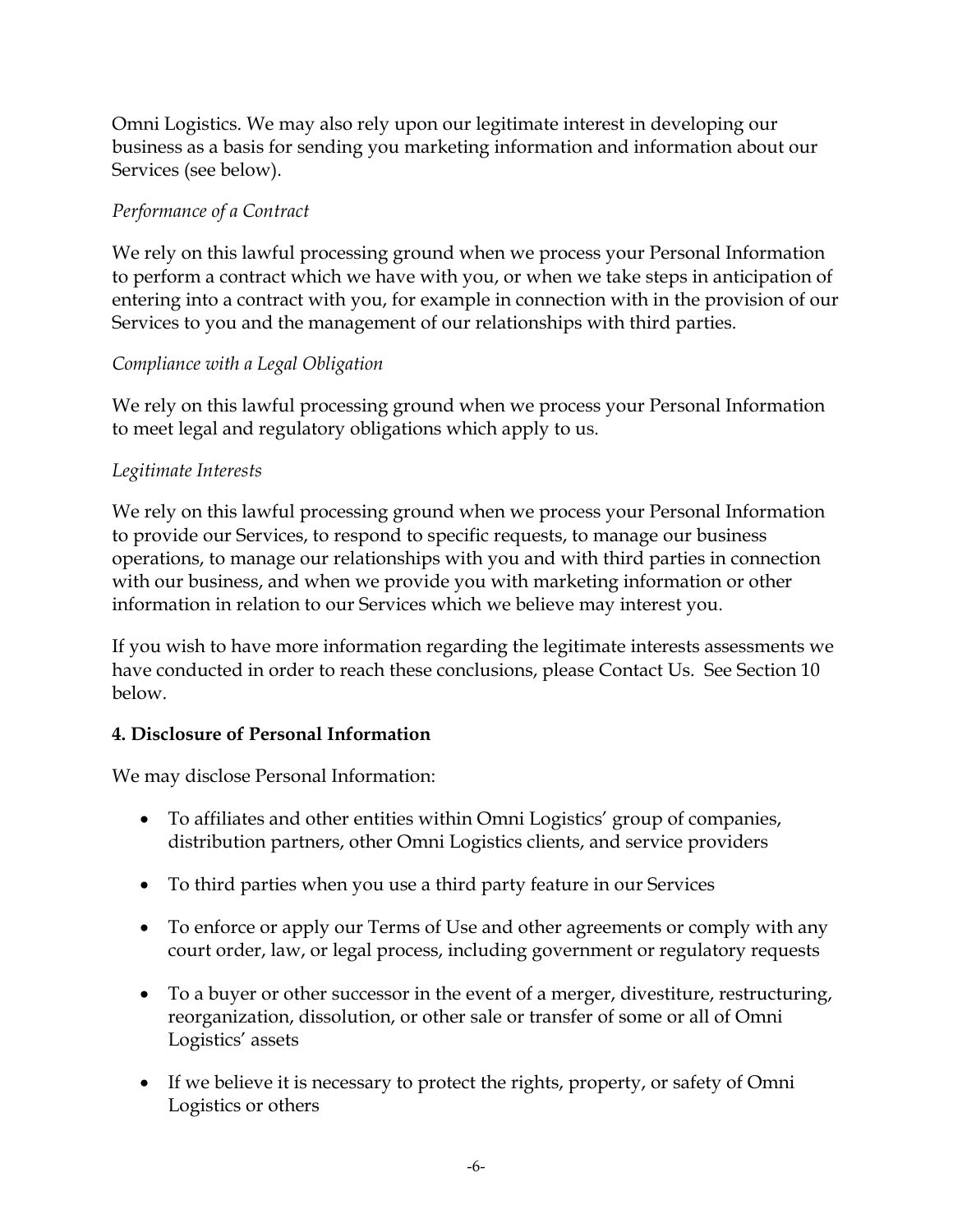Omni Logistics. We may also rely upon our legitimate interest in developing our business as a basis for sending you marketing information and information about our Services (see below).

*Performance of a Contract*

We rely on this lawful processing ground when we process your Personal Information to perform a contract which we have with you, or when we take steps in anticipation of entering into a contract with you, for example in connection with in the provision of our Services to you and the management of our relationships with third parties.

*Compliance with a Legal Obligation*

We rely on this lawful processing ground when we process your Personal Information to meet legal and regulatory obligations which apply to us.

*Legitimate Interests*

We rely on this lawful processing ground when we process your Personal Information to provide our Services, to respond to specific requests, to manage our business operations, to manage our relationships with you and with third parties in connection with our business, and when we provide you with marketing information or other information in relation to our Services which we believe may interest you.

If you wish to have more information regarding the legitimate interests assessments we have conducted in order to reach these conclusions, please Contact Us. See Section 10 below.

**4. Disclosure of Personal Information**

We may disclose Personal Information:

- To affiliates and other entities within Omni Logistics' group of companies, distribution partners, other Omni Logistics clients, and service providers
- To third parties when you use a third party feature in our Services
- To enforce or apply our Terms of Use and other agreements or comply with any court order, law, or legal process, including government or regulatory requests
- To a buyer or other successor in the event of a merger, divestiture, restructuring, reorganization, dissolution, or other sale or transfer of some or all of Omni Logistics' assets
- If we believe it is necessary to protect the rights, property, or safety of Omni Logistics or others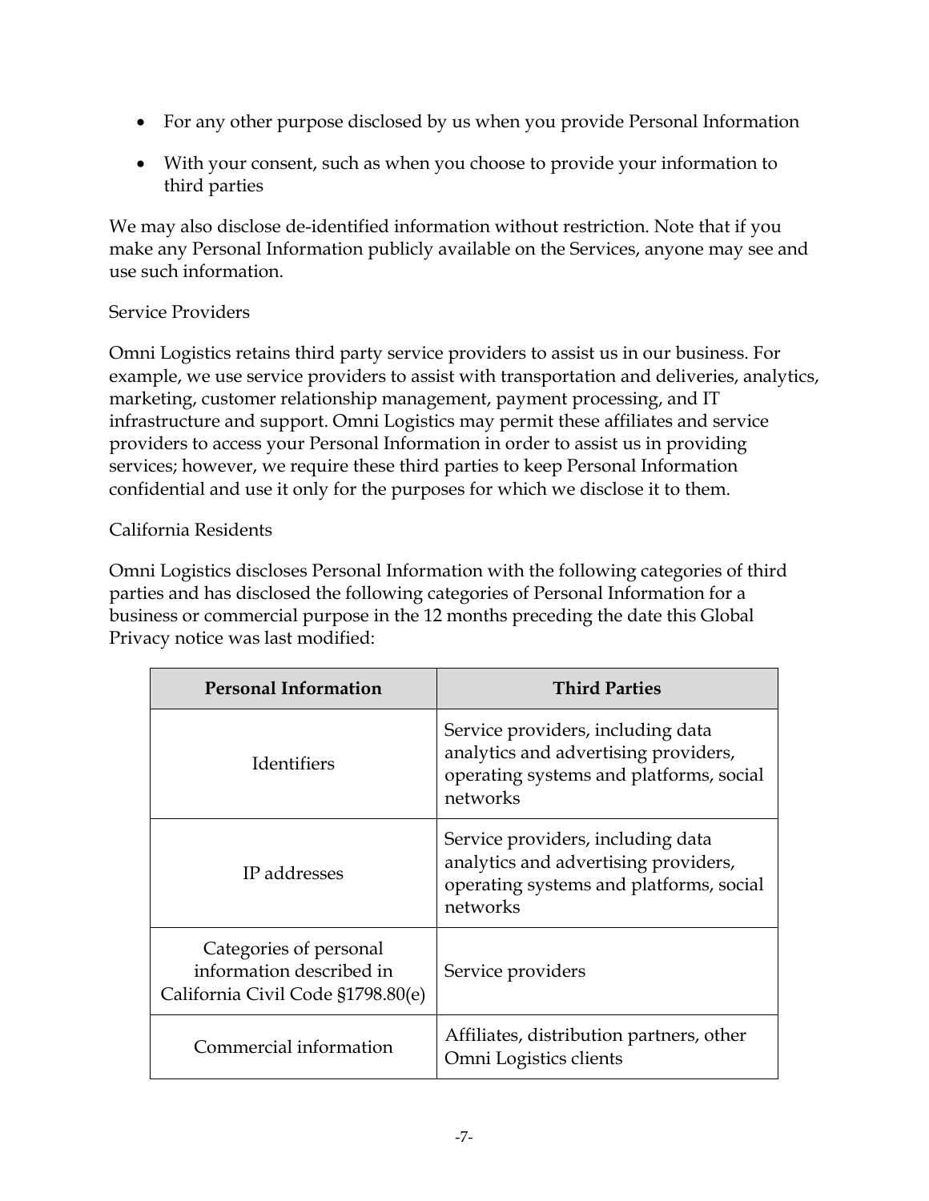- For any other purpose disclosed by us when you provide Personal Information
- With your consent, such as when you choose to provide your information to third parties

We may also disclose de-identified information without restriction. Note that if you make any Personal Information publicly available on the Services, anyone may see and use such information.

### Service Providers

Omni Logistics retains third party service providers to assist us in our business. For example, we use service providers to assist with transportation and deliveries, analytics, marketing, customer relationship management, payment processing, and IT infrastructure and support. Omni Logistics may permit these affiliates and service providers to access your Personal Information in order to assist us in providing services; however, we require these third parties to keep Personal Information confidential and use it only for the purposes for which we disclose it to them.

### California Residents

Omni Logistics discloses Personal Information with the following categories of third parties and has disclosed the following categories of Personal Information for a business or commercial purpose in the 12 months preceding the date this Global Privacy notice was last modified:

| Personal Information | Third Parties |
|---|---|
| Identifiers | Service providers, including data analytics and advertising providers, operating systems and platforms, social networks |
| IP addresses | Service providers, including data analytics and advertising providers, operating systems and platforms, social networks |
| Categories of personal information described in California Civil Code §1798.80(e) | Service providers |
| Commercial information | Affiliates, distribution partners, other Omni Logistics clients |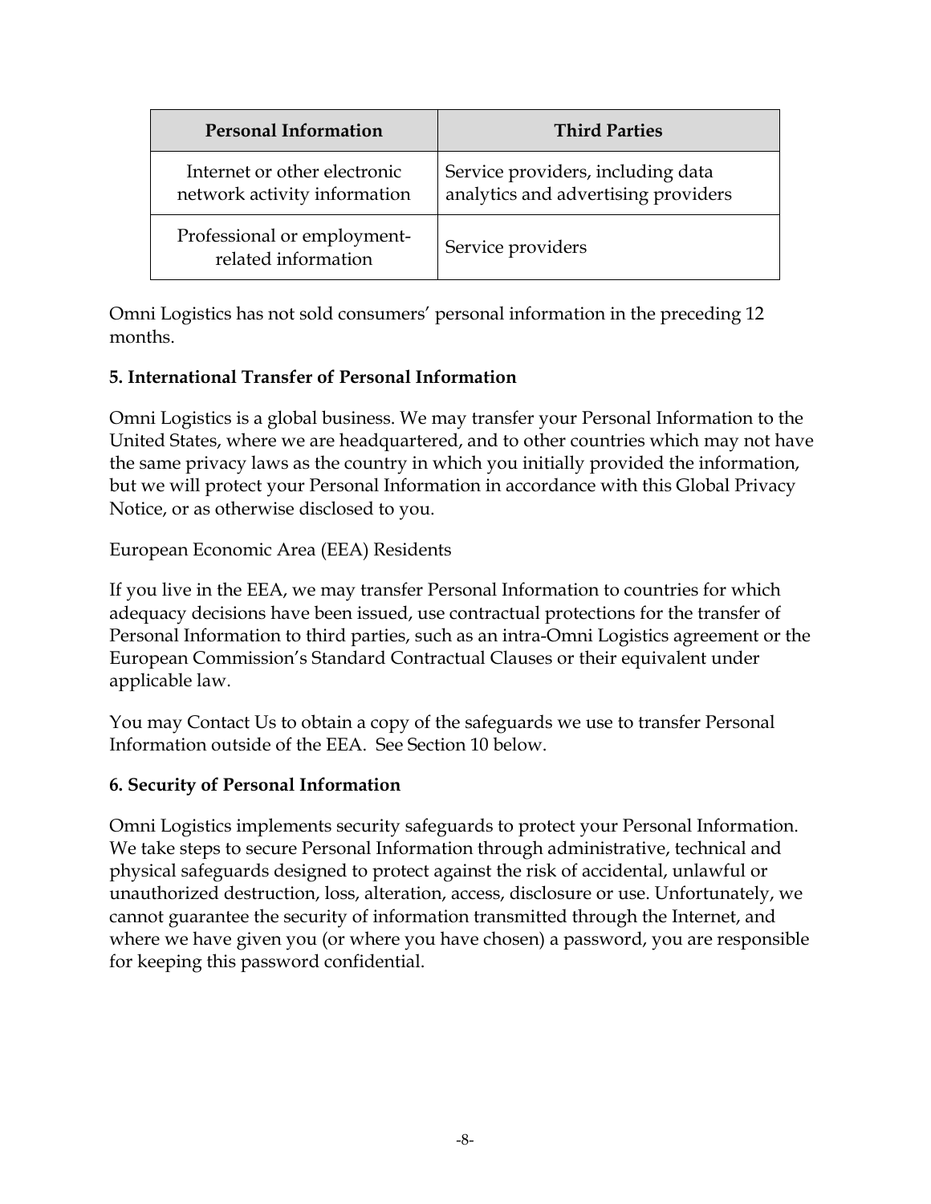| Personal Information | Third Parties |
|---|---|
| Internet or other electronic network activity information | Service providers, including data analytics and advertising providers |
| Professional or employment-related information | Service providers |

Omni Logistics has not sold consumers' personal information in the preceding 12 months.

**5. International Transfer of Personal Information**

Omni Logistics is a global business. We may transfer your Personal Information to the United States, where we are headquartered, and to other countries which may not have the same privacy laws as the country in which you initially provided the information, but we will protect your Personal Information in accordance with this Global Privacy Notice, or as otherwise disclosed to you.

European Economic Area (EEA) Residents

If you live in the EEA, we may transfer Personal Information to countries for which adequacy decisions have been issued, use contractual protections for the transfer of Personal Information to third parties, such as an intra-Omni Logistics agreement or the European Commission's Standard Contractual Clauses or their equivalent under applicable law.

You may Contact Us to obtain a copy of the safeguards we use to transfer Personal Information outside of the EEA. See Section 10 below.

**6. Security of Personal Information**

Omni Logistics implements security safeguards to protect your Personal Information. We take steps to secure Personal Information through administrative, technical and physical safeguards designed to protect against the risk of accidental, unlawful or unauthorized destruction, loss, alteration, access, disclosure or use. Unfortunately, we cannot guarantee the security of information transmitted through the Internet, and where we have given you (or where you have chosen) a password, you are responsible for keeping this password confidential.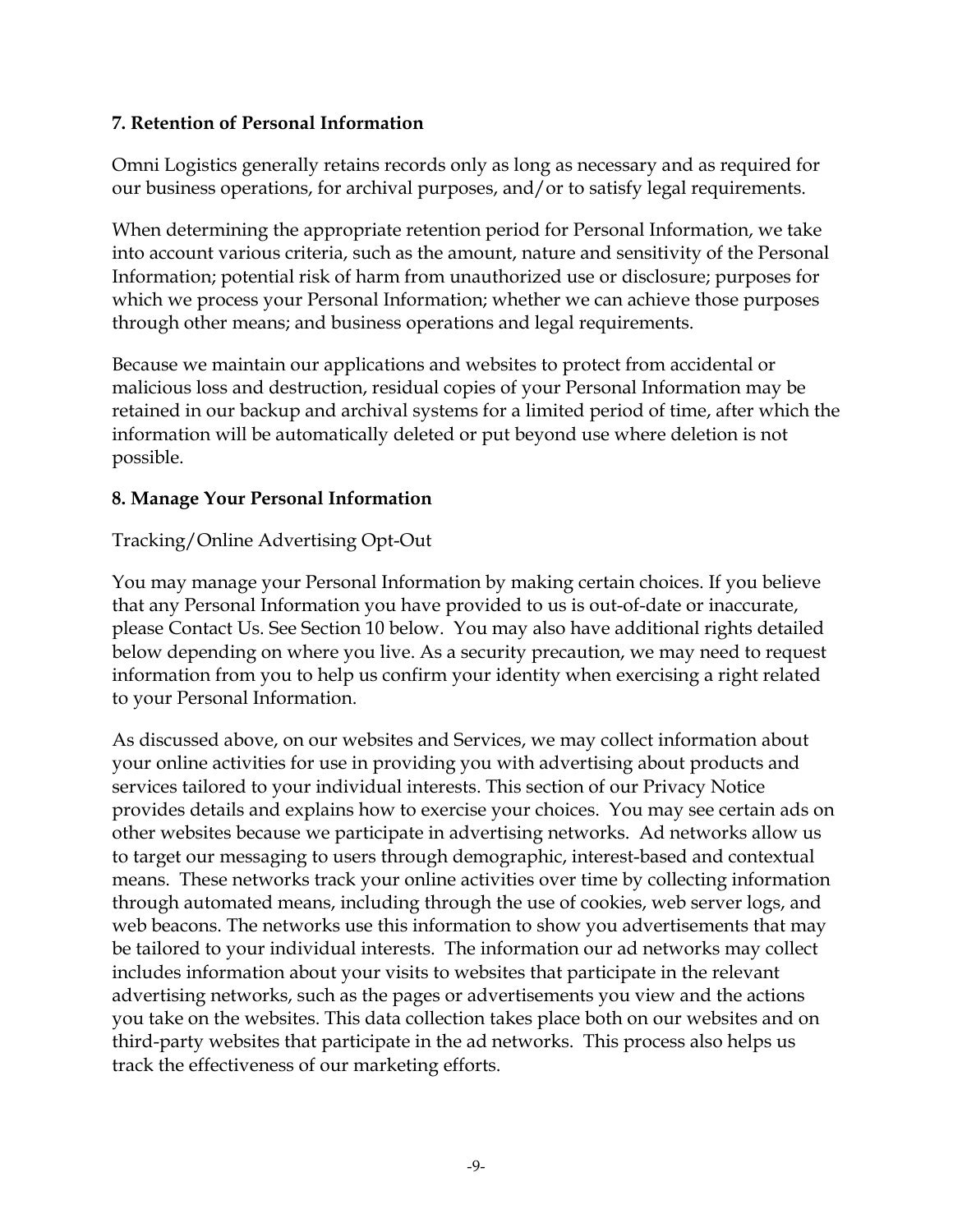## 7. Retention of Personal Information

Omni Logistics generally retains records only as long as necessary and as required for our business operations, for archival purposes, and/or to satisfy legal requirements.

When determining the appropriate retention period for Personal Information, we take into account various criteria, such as the amount, nature and sensitivity of the Personal Information; potential risk of harm from unauthorized use or disclosure; purposes for which we process your Personal Information; whether we can achieve those purposes through other means; and business operations and legal requirements.

Because we maintain our applications and websites to protect from accidental or malicious loss and destruction, residual copies of your Personal Information may be retained in our backup and archival systems for a limited period of time, after which the information will be automatically deleted or put beyond use where deletion is not possible.

## 8. Manage Your Personal Information

Tracking/Online Advertising Opt-Out

You may manage your Personal Information by making certain choices. If you believe that any Personal Information you have provided to us is out-of-date or inaccurate, please Contact Us. See Section 10 below. You may also have additional rights detailed below depending on where you live. As a security precaution, we may need to request information from you to help us confirm your identity when exercising a right related to your Personal Information.

As discussed above, on our websites and Services, we may collect information about your online activities for use in providing you with advertising about products and services tailored to your individual interests. This section of our Privacy Notice provides details and explains how to exercise your choices. You may see certain ads on other websites because we participate in advertising networks. Ad networks allow us to target our messaging to users through demographic, interest-based and contextual means. These networks track your online activities over time by collecting information through automated means, including through the use of cookies, web server logs, and web beacons. The networks use this information to show you advertisements that may be tailored to your individual interests. The information our ad networks may collect includes information about your visits to websites that participate in the relevant advertising networks, such as the pages or advertisements you view and the actions you take on the websites. This data collection takes place both on our websites and on third-party websites that participate in the ad networks. This process also helps us track the effectiveness of our marketing efforts.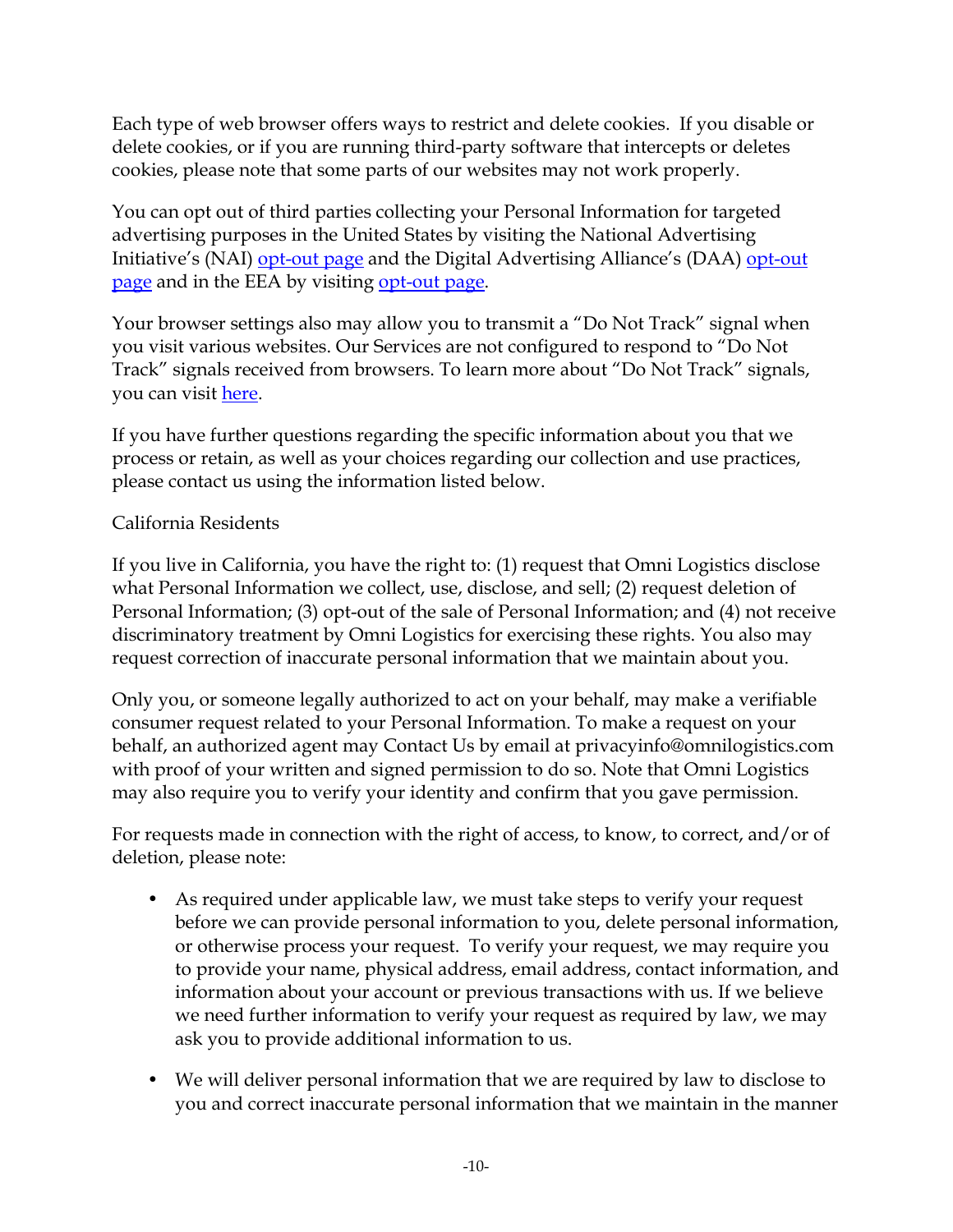Each type of web browser offers ways to restrict and delete cookies. If you disable or delete cookies, or if you are running third-party software that intercepts or deletes cookies, please note that some parts of our websites may not work properly.

You can opt out of third parties collecting your Personal Information for targeted advertising purposes in the United States by visiting the National Advertising Initiative's (NAI) opt-out page and the Digital Advertising Alliance's (DAA) opt-out page and in the EEA by visiting opt-out page.

Your browser settings also may allow you to transmit a "Do Not Track" signal when you visit various websites. Our Services are not configured to respond to "Do Not Track" signals received from browsers. To learn more about "Do Not Track" signals, you can visit here.

If you have further questions regarding the specific information about you that we process or retain, as well as your choices regarding our collection and use practices, please contact us using the information listed below.

California Residents

If you live in California, you have the right to: (1) request that Omni Logistics disclose what Personal Information we collect, use, disclose, and sell; (2) request deletion of Personal Information; (3) opt-out of the sale of Personal Information; and (4) not receive discriminatory treatment by Omni Logistics for exercising these rights. You also may request correction of inaccurate personal information that we maintain about you.

Only you, or someone legally authorized to act on your behalf, may make a verifiable consumer request related to your Personal Information. To make a request on your behalf, an authorized agent may Contact Us by email at privacyinfo@omnilogistics.com with proof of your written and signed permission to do so. Note that Omni Logistics may also require you to verify your identity and confirm that you gave permission.

For requests made in connection with the right of access, to know, to correct, and/or of deletion, please note:

- As required under applicable law, we must take steps to verify your request before we can provide personal information to you, delete personal information, or otherwise process your request. To verify your request, we may require you to provide your name, physical address, email address, contact information, and information about your account or previous transactions with us. If we believe we need further information to verify your request as required by law, we may ask you to provide additional information to us.
- We will deliver personal information that we are required by law to disclose to you and correct inaccurate personal information that we maintain in the manner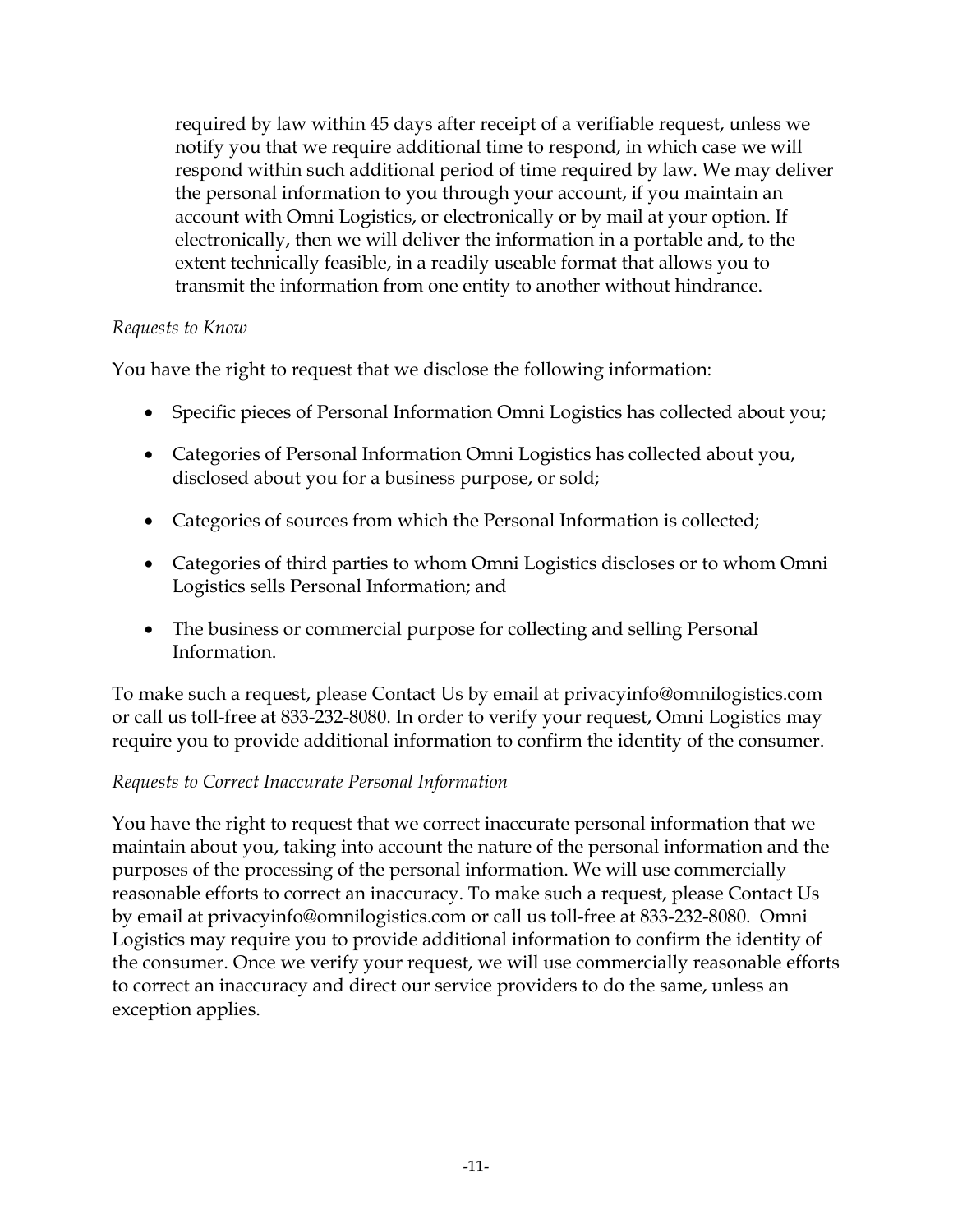required by law within 45 days after receipt of a verifiable request, unless we notify you that we require additional time to respond, in which case we will respond within such additional period of time required by law. We may deliver the personal information to you through your account, if you maintain an account with Omni Logistics, or electronically or by mail at your option. If electronically, then we will deliver the information in a portable and, to the extent technically feasible, in a readily useable format that allows you to transmit the information from one entity to another without hindrance.

*Requests to Know*

You have the right to request that we disclose the following information:

- Specific pieces of Personal Information Omni Logistics has collected about you;
- Categories of Personal Information Omni Logistics has collected about you, disclosed about you for a business purpose, or sold;
- Categories of sources from which the Personal Information is collected;
- Categories of third parties to whom Omni Logistics discloses or to whom Omni Logistics sells Personal Information; and
- The business or commercial purpose for collecting and selling Personal Information.

To make such a request, please Contact Us by email at privacyinfo@omnilogistics.com or call us toll-free at 833-232-8080. In order to verify your request, Omni Logistics may require you to provide additional information to confirm the identity of the consumer.

*Requests to Correct Inaccurate Personal Information*

You have the right to request that we correct inaccurate personal information that we maintain about you, taking into account the nature of the personal information and the purposes of the processing of the personal information. We will use commercially reasonable efforts to correct an inaccuracy. To make such a request, please Contact Us by email at privacyinfo@omnilogistics.com or call us toll-free at 833-232-8080. Omni Logistics may require you to provide additional information to confirm the identity of the consumer. Once we verify your request, we will use commercially reasonable efforts to correct an inaccuracy and direct our service providers to do the same, unless an exception applies.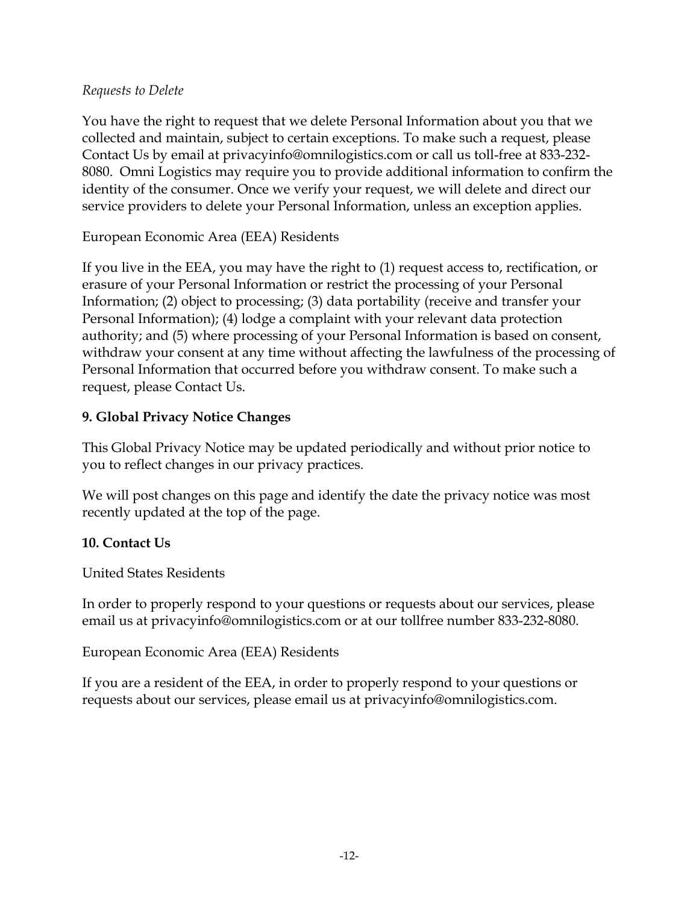*Requests to Delete*

You have the right to request that we delete Personal Information about you that we collected and maintain, subject to certain exceptions. To make such a request, please Contact Us by email at privacyinfo@omnilogistics.com or call us toll-free at 833-232-8080. Omni Logistics may require you to provide additional information to confirm the identity of the consumer. Once we verify your request, we will delete and direct our service providers to delete your Personal Information, unless an exception applies.

European Economic Area (EEA) Residents

If you live in the EEA, you may have the right to (1) request access to, rectification, or erasure of your Personal Information or restrict the processing of your Personal Information; (2) object to processing; (3) data portability (receive and transfer your Personal Information); (4) lodge a complaint with your relevant data protection authority; and (5) where processing of your Personal Information is based on consent, withdraw your consent at any time without affecting the lawfulness of the processing of Personal Information that occurred before you withdraw consent. To make such a request, please Contact Us.

## 9. Global Privacy Notice Changes

This Global Privacy Notice may be updated periodically and without prior notice to you to reflect changes in our privacy practices.

We will post changes on this page and identify the date the privacy notice was most recently updated at the top of the page.

## 10. Contact Us

United States Residents

In order to properly respond to your questions or requests about our services, please email us at privacyinfo@omnilogistics.com or at our tollfree number 833-232-8080.

European Economic Area (EEA) Residents

If you are a resident of the EEA, in order to properly respond to your questions or requests about our services, please email us at privacyinfo@omnilogistics.com.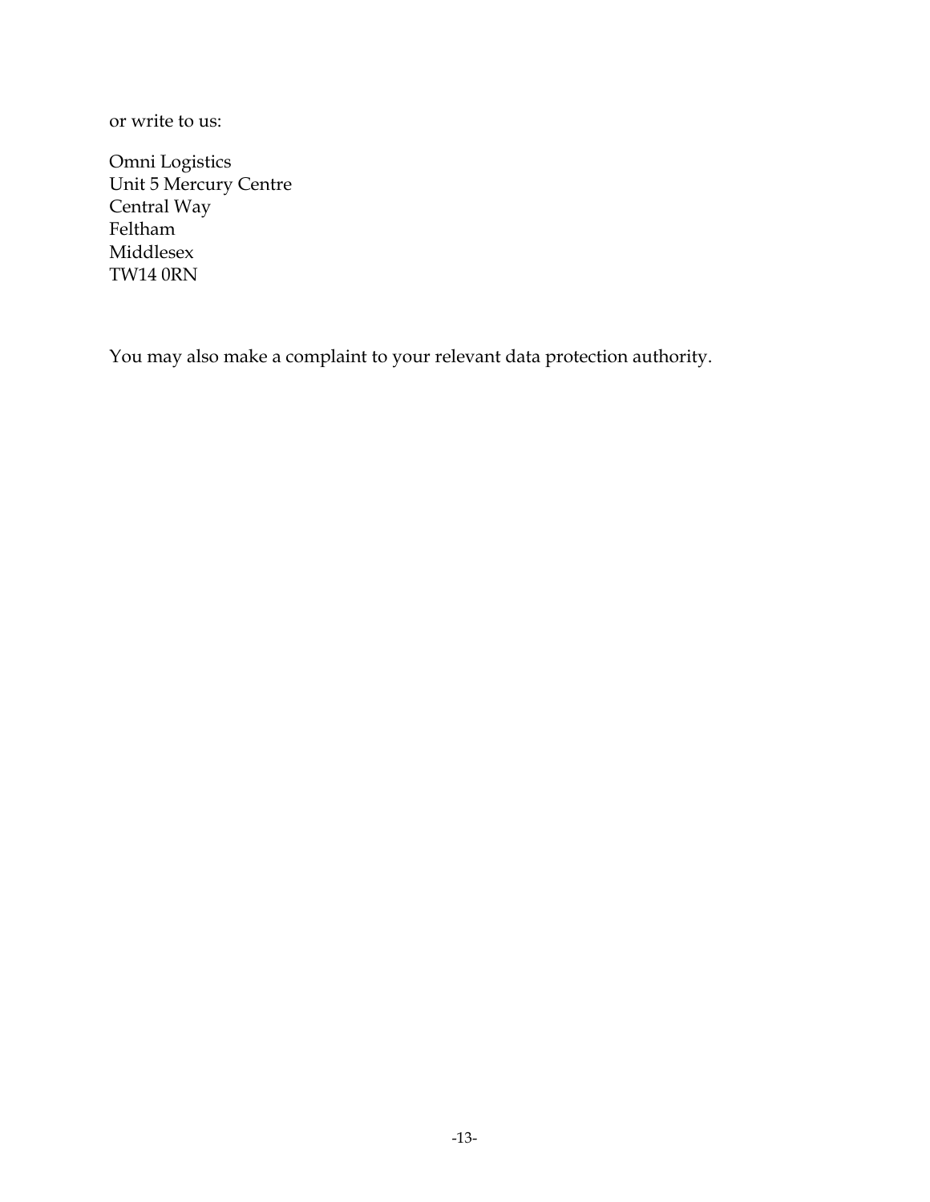or write to us:

Omni Logistics
Unit 5 Mercury Centre
Central Way
Feltham
Middlesex
TW14 0RN

You may also make a complaint to your relevant data protection authority.